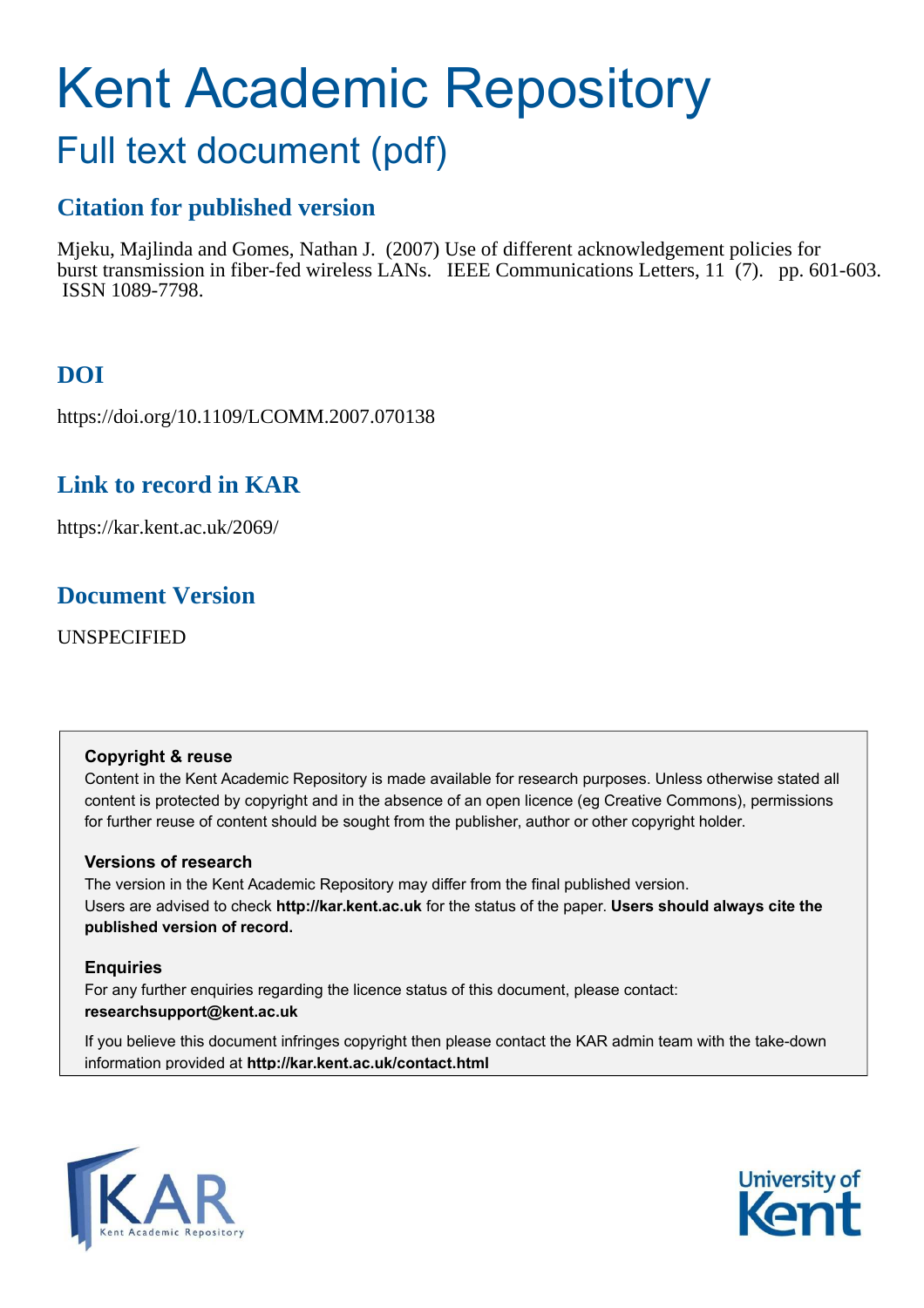# Kent Academic Repository

## Full text document (pdf)

### Citation for published version

Mjeku, Majlinda and Gomes, Nathan J. (2007) Use of different acknowledgement policies for burst transmission in fiber-fed wireless LANs. IEEE Communications Letters, 11 (7). pp. 601-603. ISSN 1089-7798.

### DOI

https://doi.org/10.1109/LCOMM.2007.070138

### Link to record in KAR

https://kar.kent.ac.uk/2069/

### Document Version

UNSPECIFIED

**Copyright & reuse**

Content in the Kent Academic Repository is made available for research purposes. Unless otherwise stated all content is protected by copyright and in the absence of an open licence (eg Creative Commons), permissions for further reuse of content should be sought from the publisher, author or other copyright holder.

**Versions of research**

The version in the Kent Academic Repository may differ from the final published version. Users are advised to check **http://kar.kent.ac.uk** for the status of the paper. **Users should always cite the published version of record.**

**Enquiries**

For any further enquiries regarding the licence status of this document, please contact: **researchsupport@kent.ac.uk**

If you believe this document infringes copyright then please contact the KAR admin team with the take-down information provided at **http://kar.kent.ac.uk/contact.html**

KAR Kent Academic Repository

University of Kent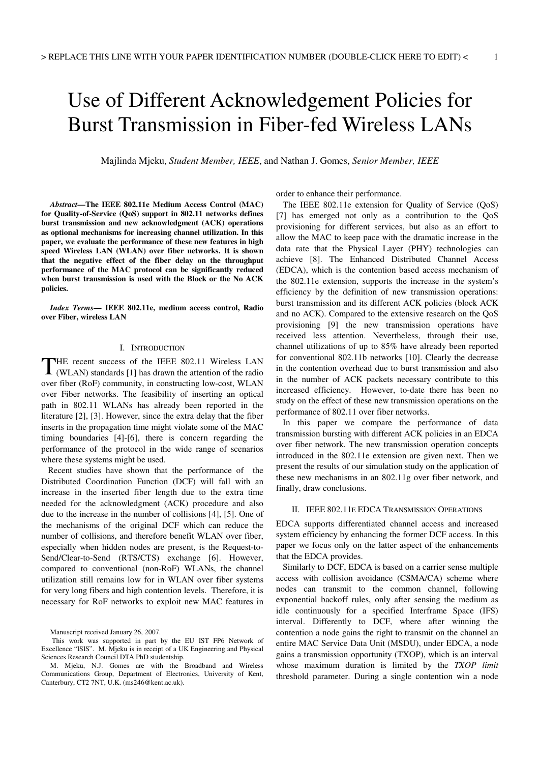# Use of Different Acknowledgement Policies for Burst Transmission in Fiber-fed Wireless LANs

Majlinda Mjeku, *Student Member, IEEE*, and Nathan J. Gomes, *Senior Member, IEEE*

***Abstract*—The IEEE 802.11e Medium Access Control (MAC) for Quality-of-Service (QoS) support in 802.11 networks defines burst transmission and new acknowledgment (ACK) operations as optional mechanisms for increasing channel utilization. In this paper, we evaluate the performance of these new features in high speed Wireless LAN (WLAN) over fiber networks. It is shown that the negative effect of the fiber delay on the throughput performance of the MAC protocol can be significantly reduced when burst transmission is used with the Block or the No ACK policies.**

***Index Terms*— IEEE 802.11e, medium access control, Radio over Fiber, wireless LAN**

## I. Introduction

THE recent success of the IEEE 802.11 Wireless LAN (WLAN) standards [1] has drawn the attention of the radio over fiber (RoF) community, in constructing low-cost, WLAN over Fiber networks. The feasibility of inserting an optical path in 802.11 WLANs has already been reported in the literature [2], [3]. However, since the extra delay that the fiber inserts in the propagation time might violate some of the MAC timing boundaries [4]-[6], there is concern regarding the performance of the protocol in the wide range of scenarios where these systems might be used.

Recent studies have shown that the performance of the Distributed Coordination Function (DCF) will fall with an increase in the inserted fiber length due to the extra time needed for the acknowledgment (ACK) procedure and also due to the increase in the number of collisions [4], [5]. One of the mechanisms of the original DCF which can reduce the number of collisions, and therefore benefit WLAN over fiber, especially when hidden nodes are present, is the Request-to-Send/Clear-to-Send (RTS/CTS) exchange [6]. However, compared to conventional (non-RoF) WLANs, the channel utilization still remains low for in WLAN over fiber systems for very long fibers and high contention levels. Therefore, it is necessary for RoF networks to exploit new MAC features in order to enhance their performance.

The IEEE 802.11e extension for Quality of Service (QoS) [7] has emerged not only as a contribution to the QoS provisioning for different services, but also as an effort to allow the MAC to keep pace with the dramatic increase in the data rate that the Physical Layer (PHY) technologies can achieve [8]. The Enhanced Distributed Channel Access (EDCA), which is the contention based access mechanism of the 802.11e extension, supports the increase in the system's efficiency by the definition of new transmission operations: burst transmission and its different ACK policies (block ACK and no ACK). Compared to the extensive research on the QoS provisioning [9] the new transmission operations have received less attention. Nevertheless, through their use, channel utilizations of up to 85% have already been reported for conventional 802.11b networks [10]. Clearly the decrease in the contention overhead due to burst transmission and also in the number of ACK packets necessary contribute to this increased efficiency. However, to-date there has been no study on the effect of these new transmission operations on the performance of 802.11 over fiber networks.

In this paper we compare the performance of data transmission bursting with different ACK policies in an EDCA over fiber network. The new transmission operation concepts introduced in the 802.11e extension are given next. Then we present the results of our simulation study on the application of these new mechanisms in an 802.11g over fiber network, and finally, draw conclusions.

## II. IEEE 802.11e EDCA Transmission Operations

EDCA supports differentiated channel access and increased system efficiency by enhancing the former DCF access. In this paper we focus only on the latter aspect of the enhancements that the EDCA provides.

Similarly to DCF, EDCA is based on a carrier sense multiple access with collision avoidance (CSMA/CA) scheme where nodes can transmit to the common channel, following exponential backoff rules, only after sensing the medium as idle continuously for a specified Interframe Space (IFS) interval. Differently to DCF, where after winning the contention a node gains the right to transmit on the channel an entire MAC Service Data Unit (MSDU), under EDCA, a node gains a transmission opportunity (TXOP), which is an interval whose maximum duration is limited by the *TXOP limit* threshold parameter. During a single contention win a node

Manuscript received January 26, 2007.

This work was supported in part by the EU IST FP6 Network of Excellence "ISIS". M. Mjeku is in receipt of a UK Engineering and Physical Sciences Research Council DTA PhD studentship.

M. Mjeku, N.J. Gomes are with the Broadband and Wireless Communications Group, Department of Electronics, University of Kent, Canterbury, CT2 7NT, U.K. (ms246@kent.ac.uk).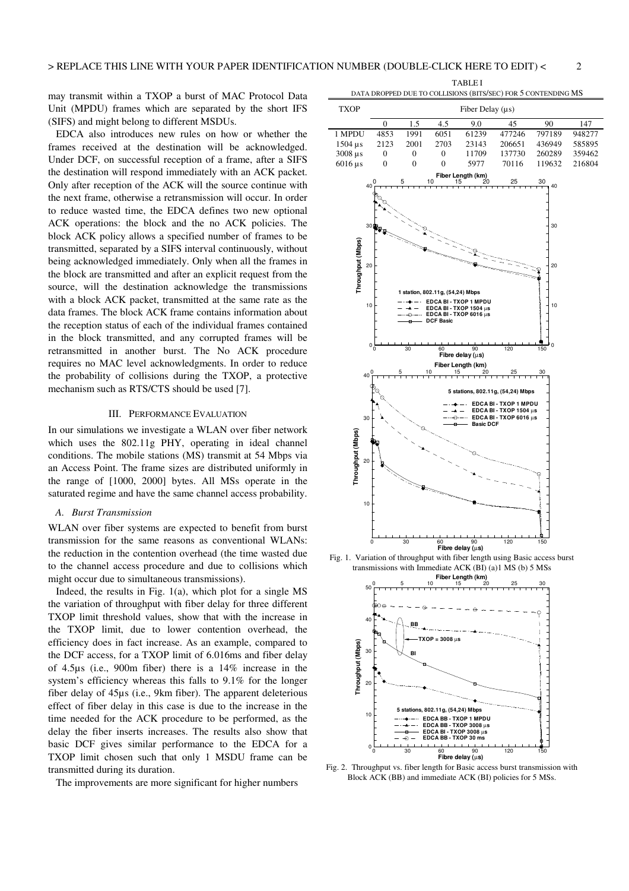may transmit within a TXOP a burst of MAC Protocol Data Unit (MPDU) frames which are separated by the short IFS (SIFS) and might belong to different MSDUs.

EDCA also introduces new rules on how or whether the frames received at the destination will be acknowledged. Under DCF, on successful reception of a frame, after a SIFS the destination will respond immediately with an ACK packet. Only after reception of the ACK will the source continue with the next frame, otherwise a retransmission will occur. In order to reduce wasted time, the EDCA defines two new optional ACK operations: the block and the no ACK policies. The block ACK policy allows a specified number of frames to be transmitted, separated by a SIFS interval continuously, without being acknowledged immediately. Only when all the frames in the block are transmitted and after an explicit request from the source, will the destination acknowledge the transmissions with a block ACK packet, transmitted at the same rate as the data frames. The block ACK frame contains information about the reception status of each of the individual frames contained in the block transmitted, and any corrupted frames will be retransmitted in another burst. The No ACK procedure requires no MAC level acknowledgments. In order to reduce the probability of collisions during the TXOP, a protective mechanism such as RTS/CTS should be used [7].

## III. Performance Evaluation

In our simulations we investigate a WLAN over fiber network which uses the 802.11g PHY, operating in ideal channel conditions. The mobile stations (MS) transmit at 54 Mbps via an Access Point. The frame sizes are distributed uniformly in the range of [1000, 2000] bytes. All MSs operate in the saturated regime and have the same channel access probability.

### A. Burst Transmission

WLAN over fiber systems are expected to benefit from burst transmission for the same reasons as conventional WLANs: the reduction in the contention overhead (the time wasted due to the channel access procedure and due to collisions which might occur due to simultaneous transmissions).

Indeed, the results in Fig. 1(a), which plot for a single MS the variation of throughput with fiber delay for three different TXOP limit threshold values, show that with the increase in the TXOP limit, due to lower contention overhead, the efficiency does in fact increase. As an example, compared to the DCF access, for a TXOP limit of 6.016ms and fiber delay of 4.5µs (i.e., 900m fiber) there is a 14% increase in the system's efficiency whereas this falls to 9.1% for the longer fiber delay of 45µs (i.e., 9km fiber). The apparent deleterious effect of fiber delay in this case is due to the increase in the time needed for the ACK procedure to be performed, as the delay the fiber inserts increases. The results also show that basic DCF gives similar performance to the EDCA for a TXOP limit chosen such that only 1 MSDU frame can be transmitted during its duration.

The improvements are more significant for higher numbers

TABLE I
DATA DROPPED DUE TO COLLISIONS (BITS/SEC) FOR 5 CONTENDING MS

| TXOP | Fiber Delay (µs) | | | | | | |
|---|---|---|---|---|---|---|---|
| | 0 | 1.5 | 4.5 | 9.0 | 45 | 90 | 147 |
| 1 MPDU | 4853 | 1991 | 6051 | 61239 | 477246 | 797189 | 948277 |
| 1504 µs | 2123 | 2001 | 2703 | 23143 | 206651 | 436949 | 585895 |
| 3008 µs | 0 | 0 | 0 | 11709 | 137730 | 260289 | 359462 |
| 6016 µs | 0 | 0 | 0 | 5977 | 70116 | 119632 | 216804 |

Fig. 1. Variation of throughput with fiber length using Basic access burst transmissions with Immediate ACK (BI) (a)1 MS (b) 5 MSs

Fig. 2. Throughput vs. fiber length for Basic access burst transmission with Block ACK (BB) and immediate ACK (BI) policies for 5 MSs.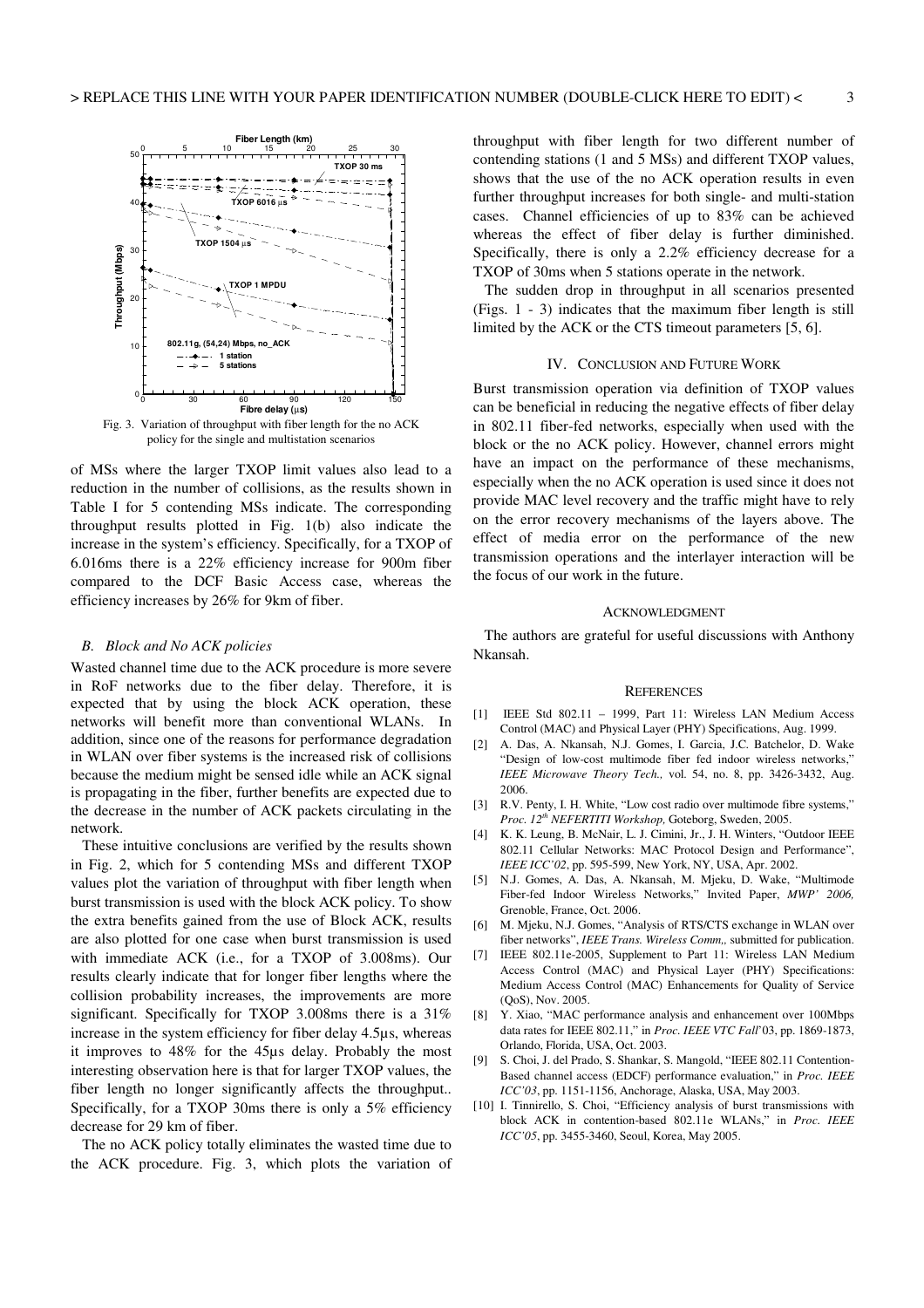Fiber Length (km)

0 5 10 15 20 25 30

TXOP 30 ms

TXOP 6016 μs

TXOP 1504 μs

TXOP 1 MPDU

802.11g, (54,24) Mbps, no_ACK

1 station

5 stations

Throughput (Mbps)

0 10 20 30 40 50

0 30 60 90 120 150

Fibre delay (μs)

Fig. 3. Variation of throughput with fiber length for the no ACK policy for the single and multistation scenarios

of MSs where the larger TXOP limit values also lead to a reduction in the number of collisions, as the results shown in Table I for 5 contending MSs indicate. The corresponding throughput results plotted in Fig. 1(b) also indicate the increase in the system's efficiency. Specifically, for a TXOP of 6.016ms there is a 22% efficiency increase for 900m fiber compared to the DCF Basic Access case, whereas the efficiency increases by 26% for 9km of fiber.

### *B. Block and No ACK policies*

Wasted channel time due to the ACK procedure is more severe in RoF networks due to the fiber delay. Therefore, it is expected that by using the block ACK operation, these networks will benefit more than conventional WLANs. In addition, since one of the reasons for performance degradation in WLAN over fiber systems is the increased risk of collisions because the medium might be sensed idle while an ACK signal is propagating in the fiber, further benefits are expected due to the decrease in the number of ACK packets circulating in the network.

These intuitive conclusions are verified by the results shown in Fig. 2, which for 5 contending MSs and different TXOP values plot the variation of throughput with fiber length when burst transmission is used with the block ACK policy. To show the extra benefits gained from the use of Block ACK, results are also plotted for one case when burst transmission is used with immediate ACK (i.e., for a TXOP of 3.008ms). Our results clearly indicate that for longer fiber lengths where the collision probability increases, the improvements are more significant. Specifically for TXOP 3.008ms there is a 31% increase in the system efficiency for fiber delay 4.5μs, whereas it improves to 48% for the 45μs delay. Probably the most interesting observation here is that for larger TXOP values, the fiber length no longer significantly affects the throughput.. Specifically, for a TXOP 30ms there is only a 5% efficiency decrease for 29 km of fiber.

The no ACK policy totally eliminates the wasted time due to the ACK procedure. Fig. 3, which plots the variation of throughput with fiber length for two different number of contending stations (1 and 5 MSs) and different TXOP values, shows that the use of the no ACK operation results in even further throughput increases for both single- and multi-station cases. Channel efficiencies of up to 83% can be achieved whereas the effect of fiber delay is further diminished. Specifically, there is only a 2.2% efficiency decrease for a TXOP of 30ms when 5 stations operate in the network.

The sudden drop in throughput in all scenarios presented (Figs. 1 - 3) indicates that the maximum fiber length is still limited by the ACK or the CTS timeout parameters [5, 6].

## IV. CONCLUSION AND FUTURE WORK

Burst transmission operation via definition of TXOP values can be beneficial in reducing the negative effects of fiber delay in 802.11 fiber-fed networks, especially when used with the block or the no ACK policy. However, channel errors might have an impact on the performance of these mechanisms, especially when the no ACK operation is used since it does not provide MAC level recovery and the traffic might have to rely on the error recovery mechanisms of the layers above. The effect of media error on the performance of the new transmission operations and the interlayer interaction will be the focus of our work in the future.

## ACKNOWLEDGMENT

The authors are grateful for useful discussions with Anthony Nkansah.

## REFERENCES

[1] IEEE Std 802.11 – 1999, Part 11: Wireless LAN Medium Access Control (MAC) and Physical Layer (PHY) Specifications, Aug. 1999.

[2] A. Das, A. Nkansah, N.J. Gomes, I. Garcia, J.C. Batchelor, D. Wake "Design of low-cost multimode fiber fed indoor wireless networks," *IEEE Microwave Theory Tech.,* vol. 54, no. 8, pp. 3426-3432, Aug. 2006.

[3] R.V. Penty, I. H. White, "Low cost radio over multimode fibre systems," *Proc. 12th NEFERTITI Workshop,* Goteborg, Sweden, 2005.

[4] K. K. Leung, B. McNair, L. J. Cimini, Jr., J. H. Winters, "Outdoor IEEE 802.11 Cellular Networks: MAC Protocol Design and Performance", *IEEE ICC'02*, pp. 595-599, New York, NY, USA, Apr. 2002.

[5] N.J. Gomes, A. Das, A. Nkansah, M. Mjeku, D. Wake, "Multimode Fiber-fed Indoor Wireless Networks," Invited Paper, *MWP' 2006,* Grenoble, France, Oct. 2006.

[6] M. Mjeku, N.J. Gomes, "Analysis of RTS/CTS exchange in WLAN over fiber networks", *IEEE Trans. Wireless Comm,,* submitted for publication.

[7] IEEE 802.11e-2005, Supplement to Part 11: Wireless LAN Medium Access Control (MAC) and Physical Layer (PHY) Specifications: Medium Access Control (MAC) Enhancements for Quality of Service (QoS), Nov. 2005.

[8] Y. Xiao, "MAC performance analysis and enhancement over 100Mbps data rates for IEEE 802.11," in *Proc. IEEE VTC Fall'*03, pp. 1869-1873, Orlando, Florida, USA, Oct. 2003.

[9] S. Choi, J. del Prado, S. Shankar, S. Mangold, "IEEE 802.11 Contention-Based channel access (EDCF) performance evaluation," in *Proc. IEEE ICC'03*, pp. 1151-1156, Anchorage, Alaska, USA, May 2003.

[10] I. Tinnirello, S. Choi, "Efficiency analysis of burst transmissions with block ACK in contention-based 802.11e WLANs," in *Proc. IEEE ICC'05*, pp. 3455-3460, Seoul, Korea, May 2005.